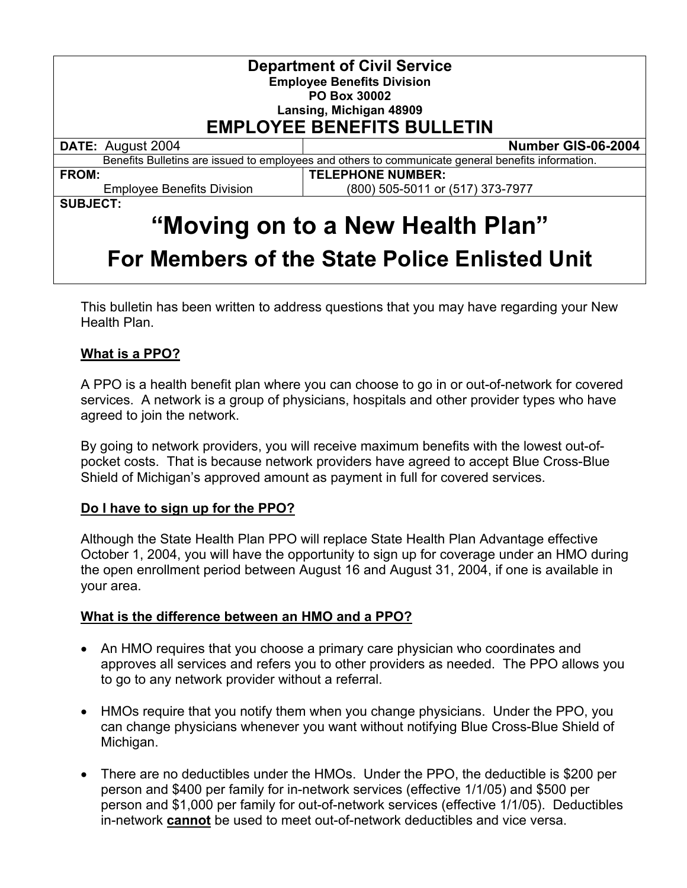**Department of Civil Service**
**Employee Benefits Division**
**PO Box 30002**
**Lansing, Michigan 48909**

# EMPLOYEE BENEFITS BULLETIN

| **DATE:** August 2004 | **Number GIS-06-2004** |
|---|---|
| Benefits Bulletins are issued to employees and others to communicate general benefits information. | |
| **FROM:** Employee Benefits Division | **TELEPHONE NUMBER:** (800) 505-5011 or (517) 373-7977 |

**SUBJECT:**

# "Moving on to a New Health Plan"

## For Members of the State Police Enlisted Unit

This bulletin has been written to address questions that you may have regarding your New Health Plan.

**What is a PPO?**

A PPO is a health benefit plan where you can choose to go in or out-of-network for covered services. A network is a group of physicians, hospitals and other provider types who have agreed to join the network.

By going to network providers, you will receive maximum benefits with the lowest out-of-pocket costs. That is because network providers have agreed to accept Blue Cross-Blue Shield of Michigan's approved amount as payment in full for covered services.

**Do I have to sign up for the PPO?**

Although the State Health Plan PPO will replace State Health Plan Advantage effective October 1, 2004, you will have the opportunity to sign up for coverage under an HMO during the open enrollment period between August 16 and August 31, 2004, if one is available in your area.

**What is the difference between an HMO and a PPO?**

- An HMO requires that you choose a primary care physician who coordinates and approves all services and refers you to other providers as needed. The PPO allows you to go to any network provider without a referral.
- HMOs require that you notify them when you change physicians. Under the PPO, you can change physicians whenever you want without notifying Blue Cross-Blue Shield of Michigan.
- There are no deductibles under the HMOs. Under the PPO, the deductible is $200 per person and $400 per family for in-network services (effective 1/1/05) and $500 per person and $1,000 per family for out-of-network services (effective 1/1/05). Deductibles in-network **cannot** be used to meet out-of-network deductibles and vice versa.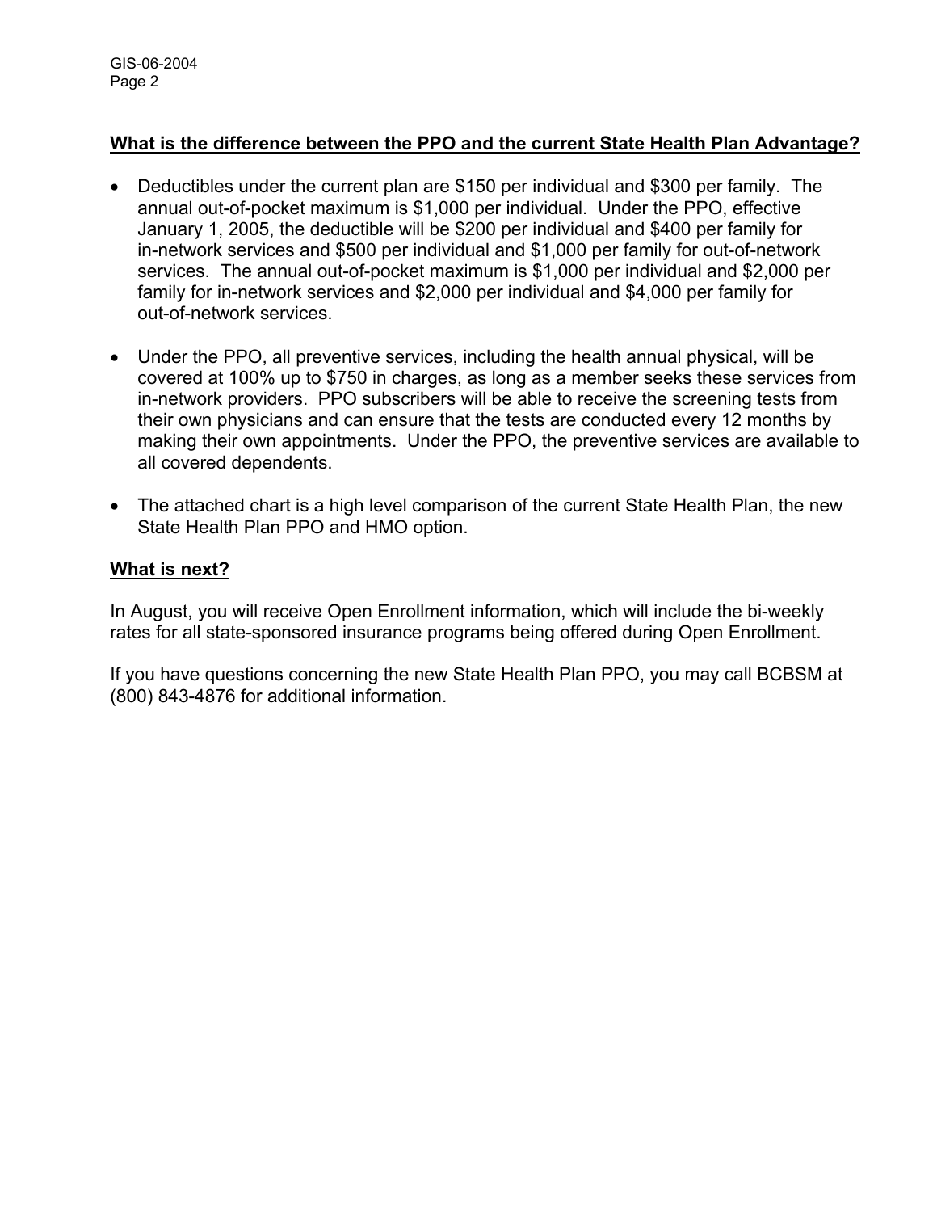**What is the difference between the PPO and the current State Health Plan Advantage?**

- Deductibles under the current plan are $150 per individual and $300 per family. The annual out-of-pocket maximum is $1,000 per individual. Under the PPO, effective January 1, 2005, the deductible will be $200 per individual and $400 per family for in-network services and $500 per individual and $1,000 per family for out-of-network services. The annual out-of-pocket maximum is $1,000 per individual and $2,000 per family for in-network services and $2,000 per individual and $4,000 per family for out-of-network services.

- Under the PPO, all preventive services, including the health annual physical, will be covered at 100% up to $750 in charges, as long as a member seeks these services from in-network providers. PPO subscribers will be able to receive the screening tests from their own physicians and can ensure that the tests are conducted every 12 months by making their own appointments. Under the PPO, the preventive services are available to all covered dependents.

- The attached chart is a high level comparison of the current State Health Plan, the new State Health Plan PPO and HMO option.

**What is next?**

In August, you will receive Open Enrollment information, which will include the bi-weekly rates for all state-sponsored insurance programs being offered during Open Enrollment.

If you have questions concerning the new State Health Plan PPO, you may call BCBSM at (800) 843-4876 for additional information.